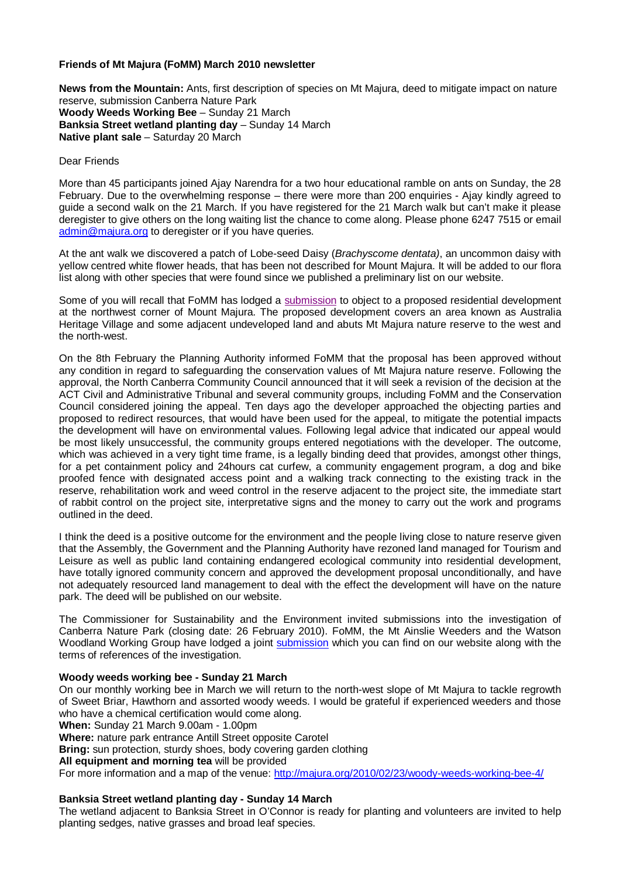**Friends of Mt Majura (FoMM) March 2010 newsletter**

**News from the Mountain:** Ants, first description of species on Mt Majura, deed to mitigate impact on nature reserve, submission Canberra Nature Park
**Woody Weeds Working Bee** – Sunday 21 March
**Banksia Street wetland planting day** – Sunday 14 March
**Native plant sale** – Saturday 20 March

Dear Friends

More than 45 participants joined Ajay Narendra for a two hour educational ramble on ants on Sunday, the 28 February. Due to the overwhelming response – there were more than 200 enquiries - Ajay kindly agreed to guide a second walk on the 21 March. If you have registered for the 21 March walk but can't make it please deregister to give others on the long waiting list the chance to come along. Please phone 6247 7515 or email admin@majura.org to deregister or if you have queries.

At the ant walk we discovered a patch of Lobe-seed Daisy (*Brachyscome dentata)*, an uncommon daisy with yellow centred white flower heads, that has been not described for Mount Majura. It will be added to our flora list along with other species that were found since we published a preliminary list on our website.

Some of you will recall that FoMM has lodged a submission to object to a proposed residential development at the northwest corner of Mount Majura. The proposed development covers an area known as Australia Heritage Village and some adjacent undeveloped land and abuts Mt Majura nature reserve to the west and the north-west.

On the 8th February the Planning Authority informed FoMM that the proposal has been approved without any condition in regard to safeguarding the conservation values of Mt Majura nature reserve. Following the approval, the North Canberra Community Council announced that it will seek a revision of the decision at the ACT Civil and Administrative Tribunal and several community groups, including FoMM and the Conservation Council considered joining the appeal. Ten days ago the developer approached the objecting parties and proposed to redirect resources, that would have been used for the appeal, to mitigate the potential impacts the development will have on environmental values. Following legal advice that indicated our appeal would be most likely unsuccessful, the community groups entered negotiations with the developer. The outcome, which was achieved in a very tight time frame, is a legally binding deed that provides, amongst other things, for a pet containment policy and 24hours cat curfew, a community engagement program, a dog and bike proofed fence with designated access point and a walking track connecting to the existing track in the reserve, rehabilitation work and weed control in the reserve adjacent to the project site, the immediate start of rabbit control on the project site, interpretative signs and the money to carry out the work and programs outlined in the deed.

I think the deed is a positive outcome for the environment and the people living close to nature reserve given that the Assembly, the Government and the Planning Authority have rezoned land managed for Tourism and Leisure as well as public land containing endangered ecological community into residential development, have totally ignored community concern and approved the development proposal unconditionally, and have not adequately resourced land management to deal with the effect the development will have on the nature park. The deed will be published on our website.

The Commissioner for Sustainability and the Environment invited submissions into the investigation of Canberra Nature Park (closing date: 26 February 2010). FoMM, the Mt Ainslie Weeders and the Watson Woodland Working Group have lodged a joint submission which you can find on our website along with the terms of references of the investigation.

**Woody weeds working bee - Sunday 21 March**

On our monthly working bee in March we will return to the north-west slope of Mt Majura to tackle regrowth of Sweet Briar, Hawthorn and assorted woody weeds. I would be grateful if experienced weeders and those who have a chemical certification would come along.

**When:** Sunday 21 March 9.00am - 1.00pm
**Where:** nature park entrance Antill Street opposite Carotel
**Bring:** sun protection, sturdy shoes, body covering garden clothing
**All equipment and morning tea** will be provided
For more information and a map of the venue: http://majura.org/2010/02/23/woody-weeds-working-bee-4/

**Banksia Street wetland planting day - Sunday 14 March**

The wetland adjacent to Banksia Street in O'Connor is ready for planting and volunteers are invited to help planting sedges, native grasses and broad leaf species.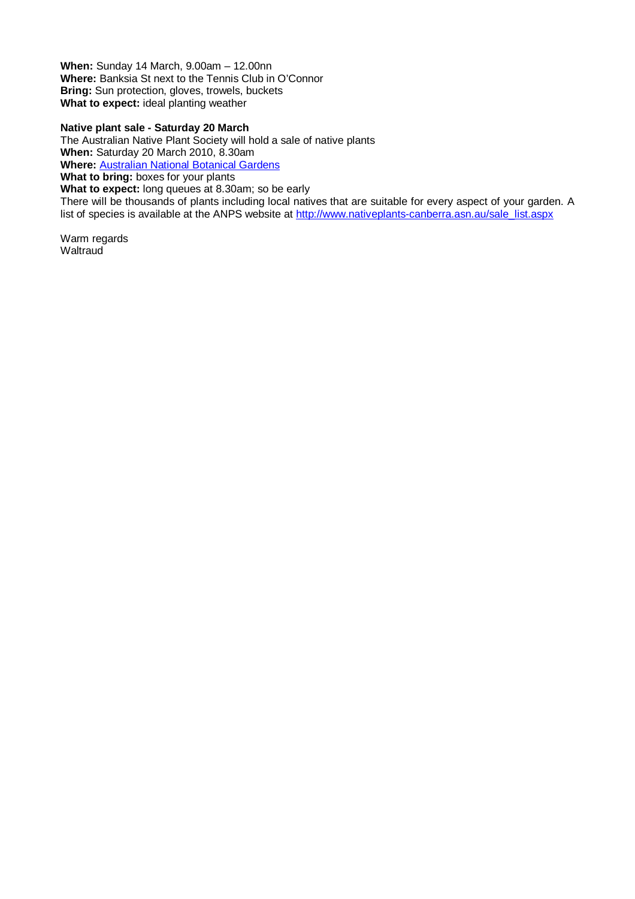**When:** Sunday 14 March, 9.00am – 12.00nn
**Where:** Banksia St next to the Tennis Club in O'Connor
**Bring:** Sun protection, gloves, trowels, buckets
**What to expect:** ideal planting weather

**Native plant sale - Saturday 20 March**
The Australian Native Plant Society will hold a sale of native plants
**When:** Saturday 20 March 2010, 8.30am
**Where:** [Australian National Botanical Gardens]()
**What to bring:** boxes for your plants
**What to expect:** long queues at 8.30am; so be early
There will be thousands of plants including local natives that are suitable for every aspect of your garden. A list of species is available at the ANPS website at [http://www.nativeplants-canberra.asn.au/sale_list.aspx](http://www.nativeplants-canberra.asn.au/sale_list.aspx)

Warm regards
Waltraud